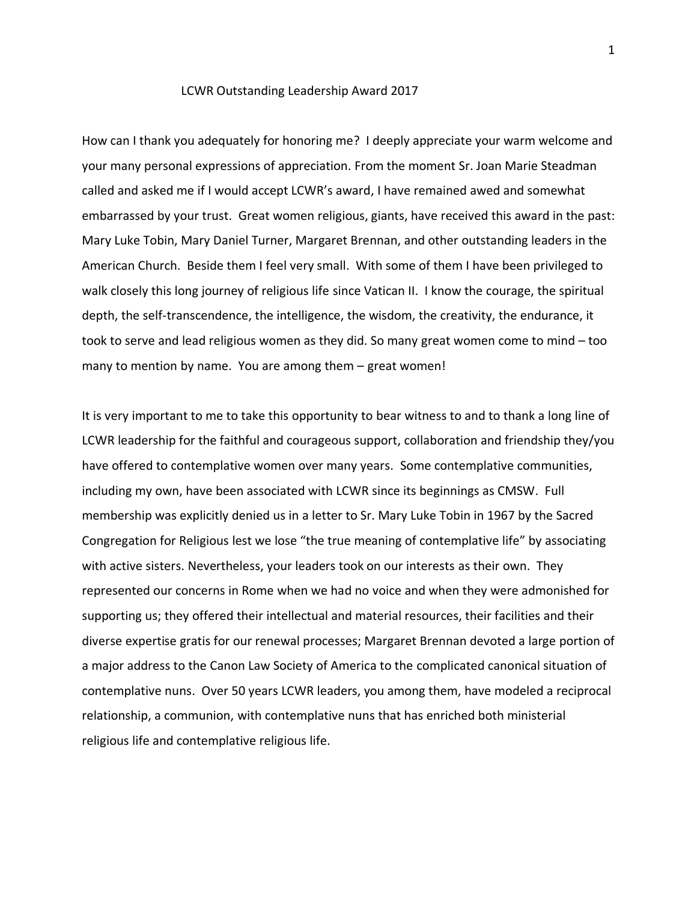# LCWR Outstanding Leadership Award 2017

How can I thank you adequately for honoring me? I deeply appreciate your warm welcome and your many personal expressions of appreciation. From the moment Sr. Joan Marie Steadman called and asked me if I would accept LCWR's award, I have remained awed and somewhat embarrassed by your trust. Great women religious, giants, have received this award in the past: Mary Luke Tobin, Mary Daniel Turner, Margaret Brennan, and other outstanding leaders in the American Church. Beside them I feel very small. With some of them I have been privileged to walk closely this long journey of religious life since Vatican II. I know the courage, the spiritual depth, the self-transcendence, the intelligence, the wisdom, the creativity, the endurance, it took to serve and lead religious women as they did. So many great women come to mind – too many to mention by name. You are among them – great women!

It is very important to me to take this opportunity to bear witness to and to thank a long line of LCWR leadership for the faithful and courageous support, collaboration and friendship they/you have offered to contemplative women over many years. Some contemplative communities, including my own, have been associated with LCWR since its beginnings as CMSW. Full membership was explicitly denied us in a letter to Sr. Mary Luke Tobin in 1967 by the Sacred Congregation for Religious lest we lose "the true meaning of contemplative life" by associating with active sisters. Nevertheless, your leaders took on our interests as their own. They represented our concerns in Rome when we had no voice and when they were admonished for supporting us; they offered their intellectual and material resources, their facilities and their diverse expertise gratis for our renewal processes; Margaret Brennan devoted a large portion of a major address to the Canon Law Society of America to the complicated canonical situation of contemplative nuns. Over 50 years LCWR leaders, you among them, have modeled a reciprocal relationship, a communion, with contemplative nuns that has enriched both ministerial religious life and contemplative religious life.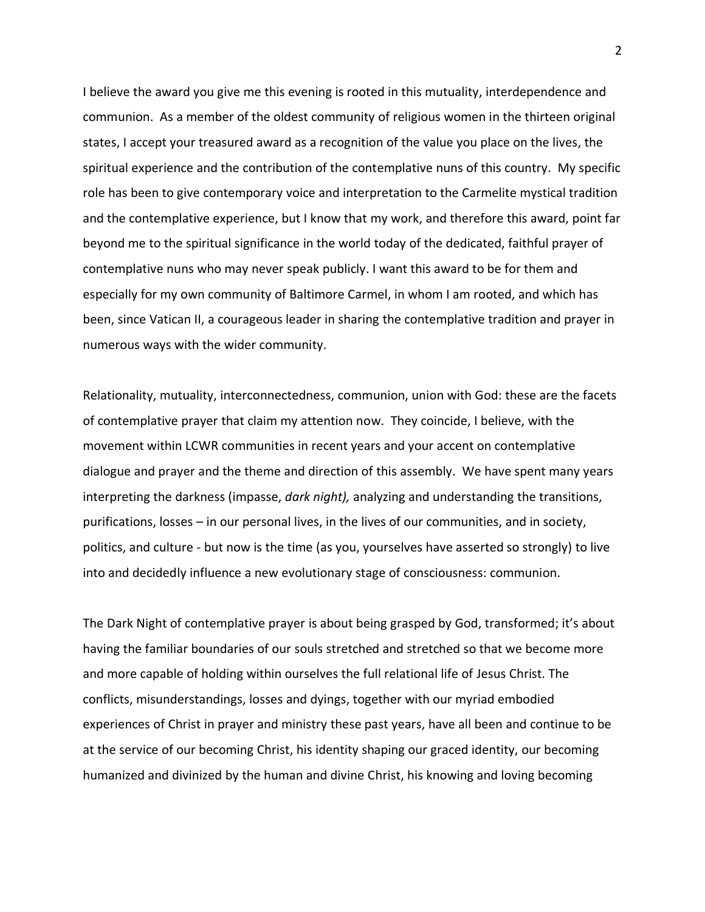I believe the award you give me this evening is rooted in this mutuality, interdependence and communion. As a member of the oldest community of religious women in the thirteen original states, I accept your treasured award as a recognition of the value you place on the lives, the spiritual experience and the contribution of the contemplative nuns of this country. My specific role has been to give contemporary voice and interpretation to the Carmelite mystical tradition and the contemplative experience, but I know that my work, and therefore this award, point far beyond me to the spiritual significance in the world today of the dedicated, faithful prayer of contemplative nuns who may never speak publicly. I want this award to be for them and especially for my own community of Baltimore Carmel, in whom I am rooted, and which has been, since Vatican II, a courageous leader in sharing the contemplative tradition and prayer in numerous ways with the wider community.

Relationality, mutuality, interconnectedness, communion, union with God: these are the facets of contemplative prayer that claim my attention now. They coincide, I believe, with the movement within LCWR communities in recent years and your accent on contemplative dialogue and prayer and the theme and direction of this assembly. We have spent many years interpreting the darkness (impasse, *dark night),* analyzing and understanding the transitions, purifications, losses – in our personal lives, in the lives of our communities, and in society, politics, and culture - but now is the time (as you, yourselves have asserted so strongly) to live into and decidedly influence a new evolutionary stage of consciousness: communion.

The Dark Night of contemplative prayer is about being grasped by God, transformed; it's about having the familiar boundaries of our souls stretched and stretched so that we become more and more capable of holding within ourselves the full relational life of Jesus Christ. The conflicts, misunderstandings, losses and dyings, together with our myriad embodied experiences of Christ in prayer and ministry these past years, have all been and continue to be at the service of our becoming Christ, his identity shaping our graced identity, our becoming humanized and divinized by the human and divine Christ, his knowing and loving becoming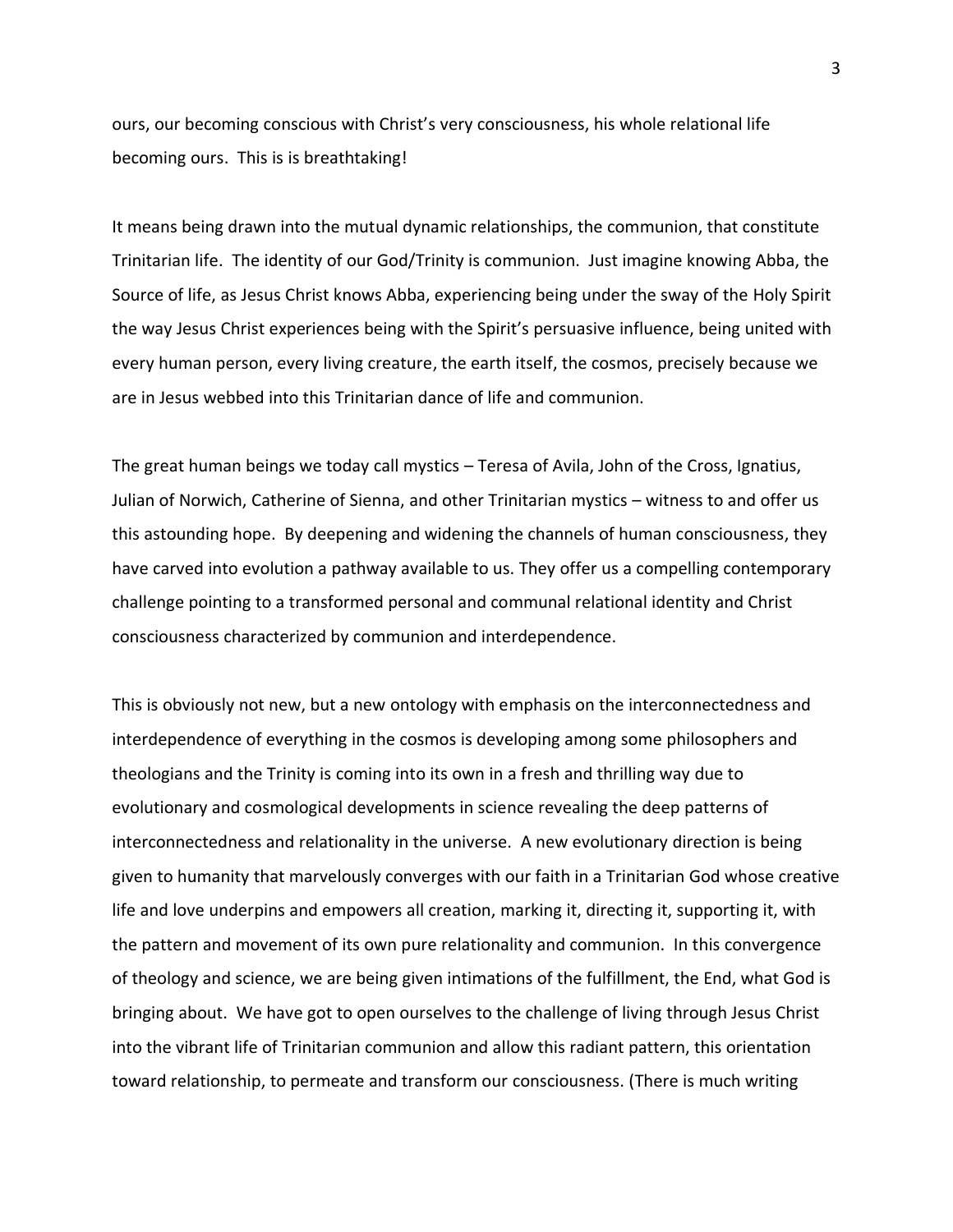ours, our becoming conscious with Christ's very consciousness, his whole relational life becoming ours. This is is breathtaking!

It means being drawn into the mutual dynamic relationships, the communion, that constitute Trinitarian life. The identity of our God/Trinity is communion. Just imagine knowing Abba, the Source of life, as Jesus Christ knows Abba, experiencing being under the sway of the Holy Spirit the way Jesus Christ experiences being with the Spirit's persuasive influence, being united with every human person, every living creature, the earth itself, the cosmos, precisely because we are in Jesus webbed into this Trinitarian dance of life and communion.

The great human beings we today call mystics – Teresa of Avila, John of the Cross, Ignatius, Julian of Norwich, Catherine of Sienna, and other Trinitarian mystics – witness to and offer us this astounding hope. By deepening and widening the channels of human consciousness, they have carved into evolution a pathway available to us. They offer us a compelling contemporary challenge pointing to a transformed personal and communal relational identity and Christ consciousness characterized by communion and interdependence.

This is obviously not new, but a new ontology with emphasis on the interconnectedness and interdependence of everything in the cosmos is developing among some philosophers and theologians and the Trinity is coming into its own in a fresh and thrilling way due to evolutionary and cosmological developments in science revealing the deep patterns of interconnectedness and relationality in the universe. A new evolutionary direction is being given to humanity that marvelously converges with our faith in a Trinitarian God whose creative life and love underpins and empowers all creation, marking it, directing it, supporting it, with the pattern and movement of its own pure relationality and communion. In this convergence of theology and science, we are being given intimations of the fulfillment, the End, what God is bringing about. We have got to open ourselves to the challenge of living through Jesus Christ into the vibrant life of Trinitarian communion and allow this radiant pattern, this orientation toward relationship, to permeate and transform our consciousness. (There is much writing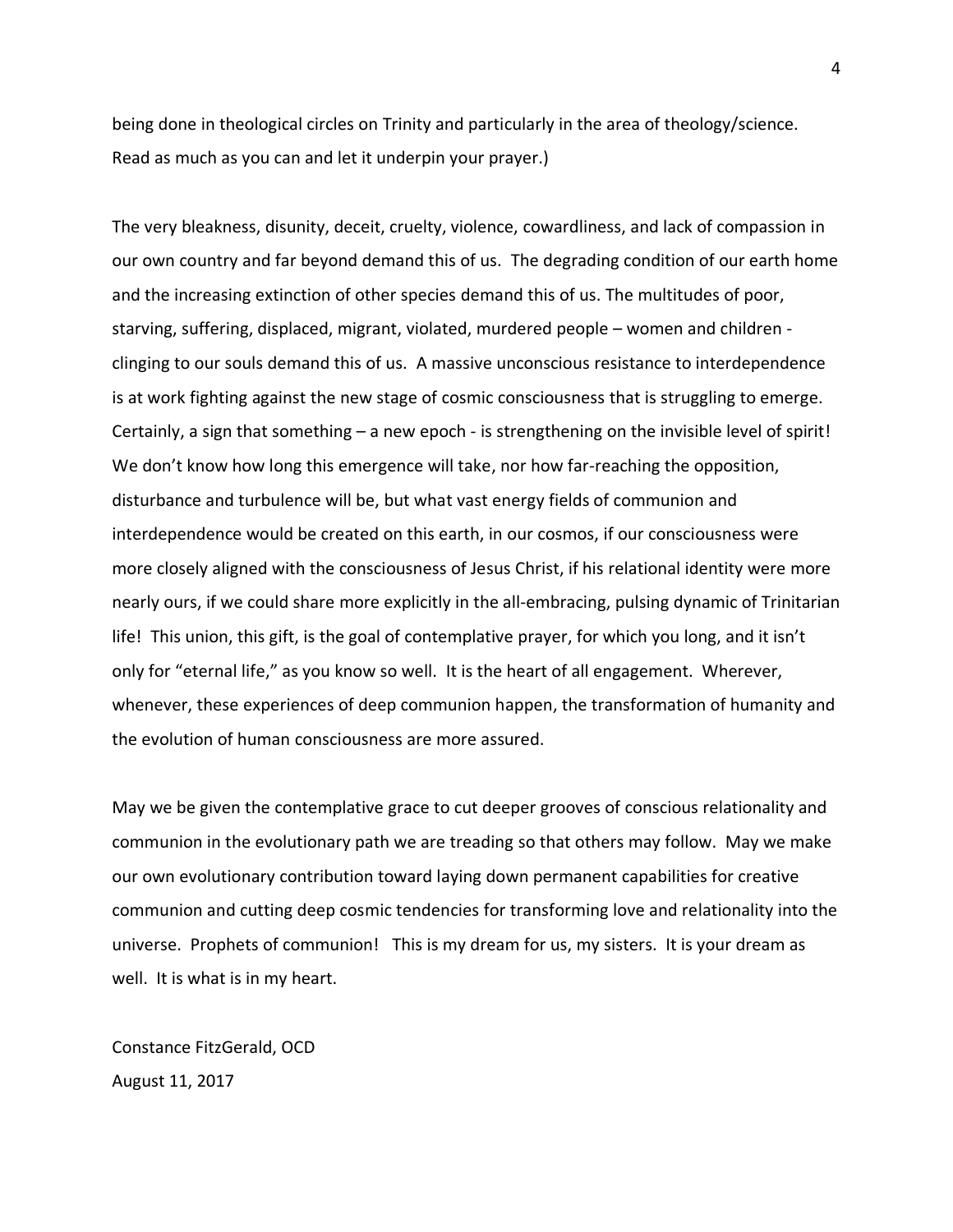being done in theological circles on Trinity and particularly in the area of theology/science. Read as much as you can and let it underpin your prayer.)

The very bleakness, disunity, deceit, cruelty, violence, cowardliness, and lack of compassion in our own country and far beyond demand this of us. The degrading condition of our earth home and the increasing extinction of other species demand this of us. The multitudes of poor, starving, suffering, displaced, migrant, violated, murdered people – women and children - clinging to our souls demand this of us. A massive unconscious resistance to interdependence is at work fighting against the new stage of cosmic consciousness that is struggling to emerge. Certainly, a sign that something – a new epoch - is strengthening on the invisible level of spirit! We don't know how long this emergence will take, nor how far-reaching the opposition, disturbance and turbulence will be, but what vast energy fields of communion and interdependence would be created on this earth, in our cosmos, if our consciousness were more closely aligned with the consciousness of Jesus Christ, if his relational identity were more nearly ours, if we could share more explicitly in the all-embracing, pulsing dynamic of Trinitarian life! This union, this gift, is the goal of contemplative prayer, for which you long, and it isn't only for "eternal life," as you know so well. It is the heart of all engagement. Wherever, whenever, these experiences of deep communion happen, the transformation of humanity and the evolution of human consciousness are more assured.

May we be given the contemplative grace to cut deeper grooves of conscious relationality and communion in the evolutionary path we are treading so that others may follow. May we make our own evolutionary contribution toward laying down permanent capabilities for creative communion and cutting deep cosmic tendencies for transforming love and relationality into the universe. Prophets of communion! This is my dream for us, my sisters. It is your dream as well. It is what is in my heart.

Constance FitzGerald, OCD
August 11, 2017